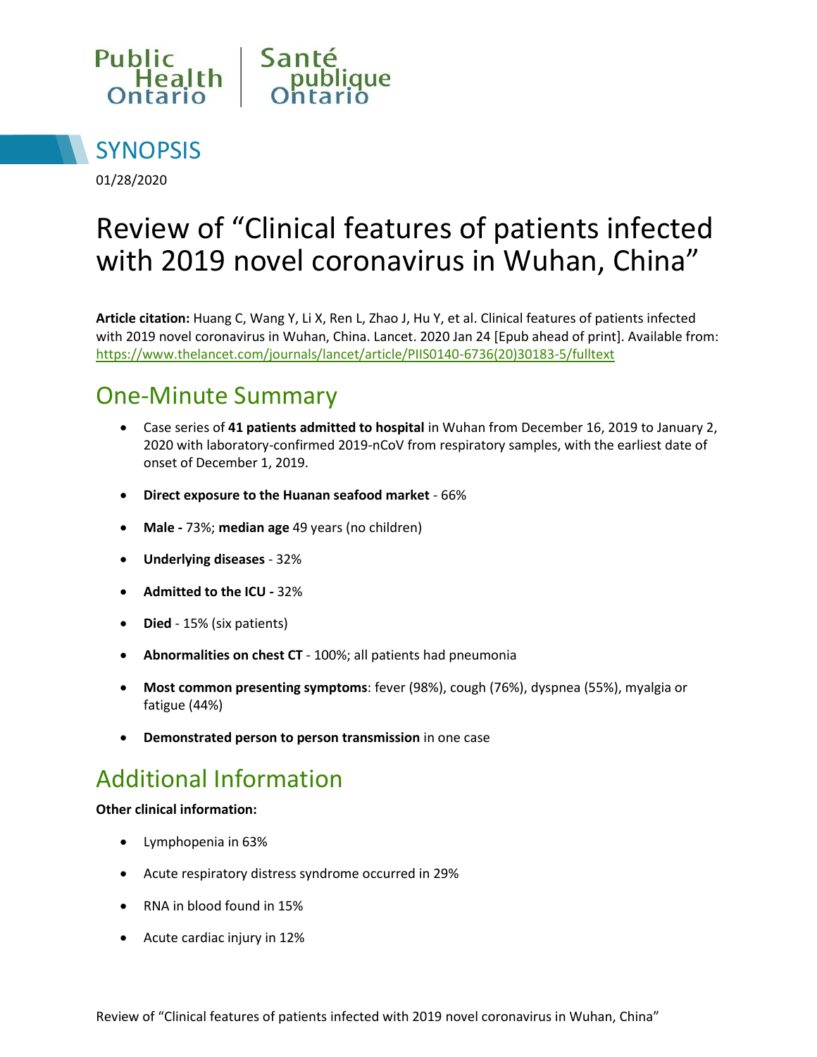Public Health Ontario | Santé publique Ontario

## SYNOPSIS

01/28/2020

# Review of "Clinical features of patients infected with 2019 novel coronavirus in Wuhan, China"

**Article citation:** Huang C, Wang Y, Li X, Ren L, Zhao J, Hu Y, et al. Clinical features of patients infected with 2019 novel coronavirus in Wuhan, China. Lancet. 2020 Jan 24 [Epub ahead of print]. Available from: https://www.thelancet.com/journals/lancet/article/PIIS0140-6736(20)30183-5/fulltext

## One-Minute Summary

- Case series of **41 patients admitted to hospital** in Wuhan from December 16, 2019 to January 2, 2020 with laboratory-confirmed 2019-nCoV from respiratory samples, with the earliest date of onset of December 1, 2019.
- **Direct exposure to the Huanan seafood market** - 66%
- **Male -** 73%; **median age** 49 years (no children)
- **Underlying diseases** - 32%
- **Admitted to the ICU -** 32%
- **Died** - 15% (six patients)
- **Abnormalities on chest CT** - 100%; all patients had pneumonia
- **Most common presenting symptoms**: fever (98%), cough (76%), dyspnea (55%), myalgia or fatigue (44%)
- **Demonstrated person to person transmission** in one case

## Additional Information

**Other clinical information:**

- Lymphopenia in 63%
- Acute respiratory distress syndrome occurred in 29%
- RNA in blood found in 15%
- Acute cardiac injury in 12%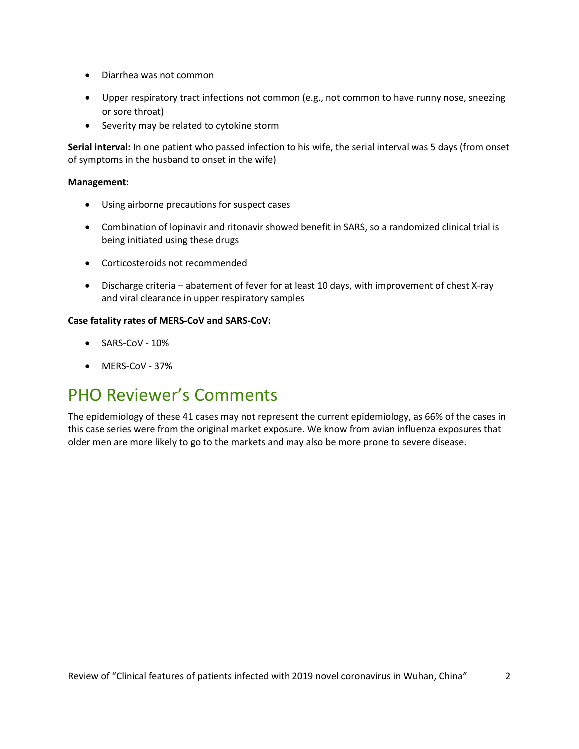- Diarrhea was not common
- Upper respiratory tract infections not common (e.g., not common to have runny nose, sneezing or sore throat)
- Severity may be related to cytokine storm

**Serial interval:** In one patient who passed infection to his wife, the serial interval was 5 days (from onset of symptoms in the husband to onset in the wife)

**Management:**

- Using airborne precautions for suspect cases
- Combination of lopinavir and ritonavir showed benefit in SARS, so a randomized clinical trial is being initiated using these drugs
- Corticosteroids not recommended
- Discharge criteria – abatement of fever for at least 10 days, with improvement of chest X-ray and viral clearance in upper respiratory samples

**Case fatality rates of MERS-CoV and SARS-CoV:**

- SARS-CoV - 10%
- MERS-CoV - 37%

# PHO Reviewer's Comments

The epidemiology of these 41 cases may not represent the current epidemiology, as 66% of the cases in this case series were from the original market exposure. We know from avian influenza exposures that older men are more likely to go to the markets and may also be more prone to severe disease.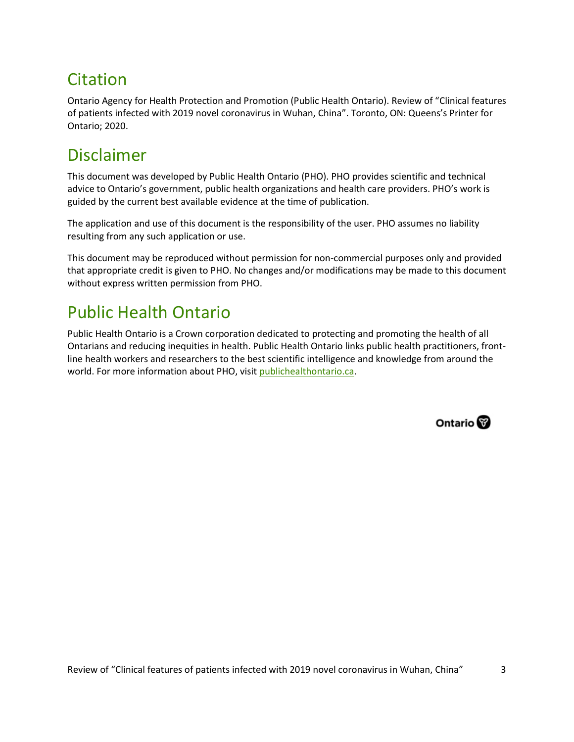## Citation

Ontario Agency for Health Protection and Promotion (Public Health Ontario). Review of "Clinical features of patients infected with 2019 novel coronavirus in Wuhan, China". Toronto, ON: Queens's Printer for Ontario; 2020.

## Disclaimer

This document was developed by Public Health Ontario (PHO). PHO provides scientific and technical advice to Ontario's government, public health organizations and health care providers. PHO's work is guided by the current best available evidence at the time of publication.

The application and use of this document is the responsibility of the user. PHO assumes no liability resulting from any such application or use.

This document may be reproduced without permission for non-commercial purposes only and provided that appropriate credit is given to PHO. No changes and/or modifications may be made to this document without express written permission from PHO.

## Public Health Ontario

Public Health Ontario is a Crown corporation dedicated to protecting and promoting the health of all Ontarians and reducing inequities in health. Public Health Ontario links public health practitioners, front-line health workers and researchers to the best scientific intelligence and knowledge from around the world. For more information about PHO, visit [publichealthontario.ca](publichealthontario.ca).

Ontario